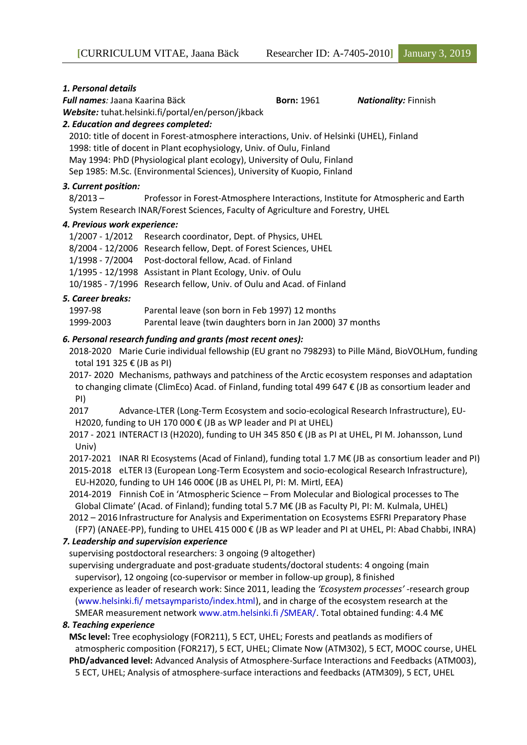## 1. Personal details

***Full names**:* Jaana Kaarina Bäck **Born:** 1961 ***Nationality:*** Finnish

***Website:*** tuhat.helsinki.fi/portal/en/person/jkback

## 2. Education and degrees completed:

- 2010: title of docent in Forest-atmosphere interactions, Univ. of Helsinki (UHEL), Finland
- 1998: title of docent in Plant ecophysiology, Univ. of Oulu, Finland
- May 1994: PhD (Physiological plant ecology), University of Oulu, Finland
- Sep 1985: M.Sc. (Environmental Sciences), University of Kuopio, Finland

## 3. Current position:

8/2013 – Professor in Forest-Atmosphere Interactions, Institute for Atmospheric and Earth System Research INAR/Forest Sciences, Faculty of Agriculture and Forestry, UHEL

## 4. Previous work experience:

- 1/2007 - 1/2012 Research coordinator, Dept. of Physics, UHEL
- 8/2004 - 12/2006 Research fellow, Dept. of Forest Sciences, UHEL
- 1/1998 - 7/2004 Post-doctoral fellow, Acad. of Finland
- 1/1995 - 12/1998 Assistant in Plant Ecology, Univ. of Oulu
- 10/1985 - 7/1996 Research fellow, Univ. of Oulu and Acad. of Finland

## 5. Career breaks:

- 1997-98 Parental leave (son born in Feb 1997) 12 months
- 1999-2003 Parental leave (twin daughters born in Jan 2000) 37 months

## 6. Personal research funding and grants (most recent ones):

- 2018-2020 Marie Curie individual fellowship (EU grant no 798293) to Pille Mänd, BioVOLHum, funding total 191 325 € (JB as PI)
- 2017- 2020 Mechanisms, pathways and patchiness of the Arctic ecosystem responses and adaptation to changing climate (ClimEco) Acad. of Finland, funding total 499 647 € (JB as consortium leader and PI)
- 2017 Advance-LTER (Long-Term Ecosystem and socio-ecological Research Infrastructure), EU-H2020, funding to UH 170 000 € (JB as WP leader and PI at UHEL)
- 2017 - 2021 INTERACT I3 (H2020), funding to UH 345 850 € (JB as PI at UHEL, PI M. Johansson, Lund Univ)
- 2017-2021 INAR RI Ecosystems (Acad of Finland), funding total 1.7 M€ (JB as consortium leader and PI)
- 2015-2018 eLTER I3 (European Long-Term Ecosystem and socio-ecological Research Infrastructure), EU-H2020, funding to UH 146 000€ (JB as UHEL PI, PI: M. Mirtl, EEA)
- 2014-2019 Finnish CoE in 'Atmospheric Science – From Molecular and Biological processes to The Global Climate' (Acad. of Finland); funding total 5.7 M€ (JB as Faculty PI, PI: M. Kulmala, UHEL)
- 2012 – 2016 Infrastructure for Analysis and Experimentation on Ecosystems ESFRI Preparatory Phase (FP7) (ANAEE-PP), funding to UHEL 415 000 € (JB as WP leader and PI at UHEL, PI: Abad Chabbi, INRA)

## 7. Leadership and supervision experience

supervising postdoctoral researchers: 3 ongoing (9 altogether)

supervising undergraduate and post-graduate students/doctoral students: 4 ongoing (main supervisor), 12 ongoing (co-supervisor or member in follow-up group), 8 finished

experience as leader of research work: Since 2011, leading the *'Ecosystem processes'* -research group (www.helsinki.fi/ metsaymparisto/index.html), and in charge of the ecosystem research at the SMEAR measurement network www.atm.helsinki.fi /SMEAR/. Total obtained funding: 4.4 M€

## 8. Teaching experience

**MSc level:** Tree ecophysiology (FOR211), 5 ECT, UHEL; Forests and peatlands as modifiers of atmospheric composition (FOR217), 5 ECT, UHEL; Climate Now (ATM302), 5 ECT, MOOC course, UHEL

**PhD/advanced level:** Advanced Analysis of Atmosphere-Surface Interactions and Feedbacks (ATM003), 5 ECT, UHEL; Analysis of atmosphere-surface interactions and feedbacks (ATM309), 5 ECT, UHEL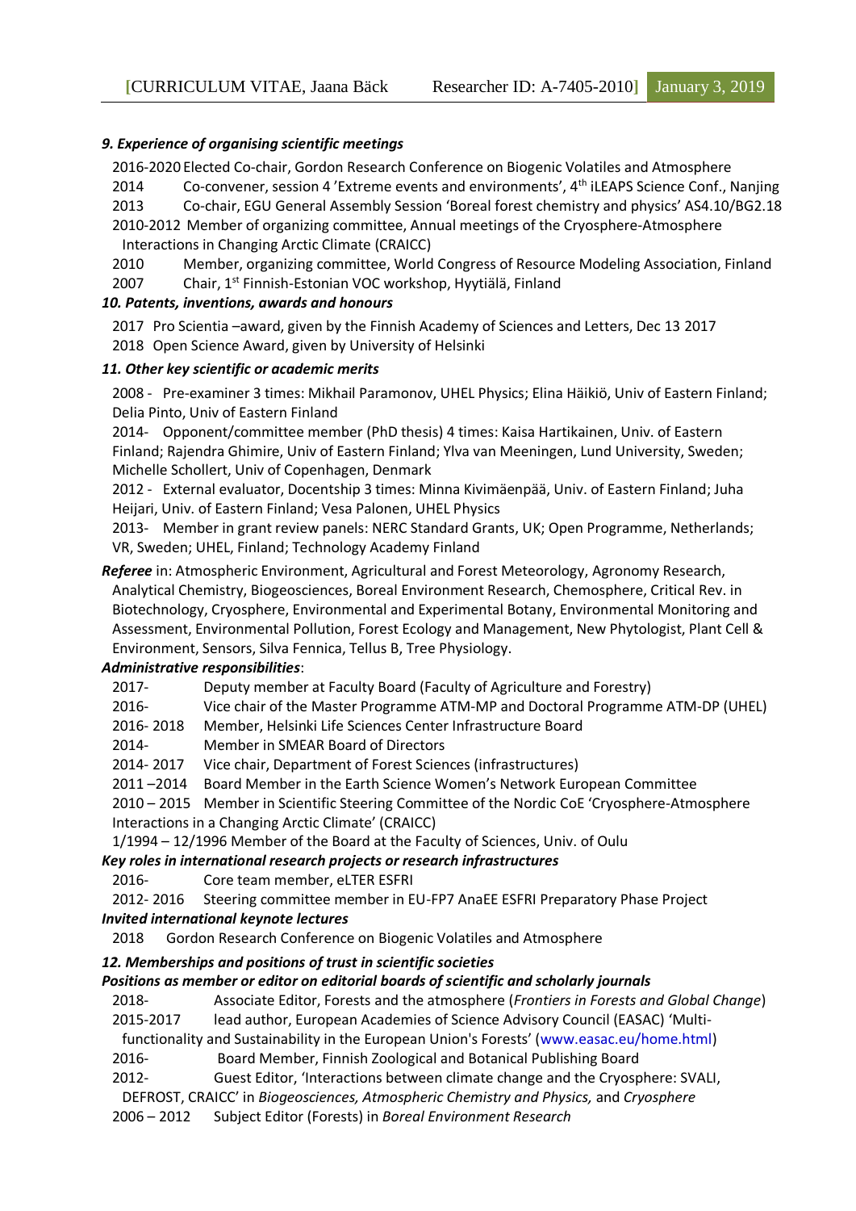### *9. Experience of organising scientific meetings*

2016-2020 Elected Co-chair, Gordon Research Conference on Biogenic Volatiles and Atmosphere

2014 Co-convener, session 4 'Extreme events and environments', 4th iLEAPS Science Conf., Nanjing

2013 Co-chair, EGU General Assembly Session 'Boreal forest chemistry and physics' AS4.10/BG2.18

2010-2012 Member of organizing committee, Annual meetings of the Cryosphere-Atmosphere Interactions in Changing Arctic Climate (CRAICC)

2010 Member, organizing committee, World Congress of Resource Modeling Association, Finland

2007 Chair, 1st Finnish-Estonian VOC workshop, Hyytiälä, Finland

### *10. Patents, inventions, awards and honours*

2017 Pro Scientia –award, given by the Finnish Academy of Sciences and Letters, Dec 13 2017

2018 Open Science Award, given by University of Helsinki

### *11. Other key scientific or academic merits*

2008 - Pre-examiner 3 times: Mikhail Paramonov, UHEL Physics; Elina Häikiö, Univ of Eastern Finland; Delia Pinto, Univ of Eastern Finland

2014- Opponent/committee member (PhD thesis) 4 times: Kaisa Hartikainen, Univ. of Eastern Finland; Rajendra Ghimire, Univ of Eastern Finland; Ylva van Meeningen, Lund University, Sweden; Michelle Schollert, Univ of Copenhagen, Denmark

2012 - External evaluator, Docentship 3 times: Minna Kivimäenpää, Univ. of Eastern Finland; Juha Heijari, Univ. of Eastern Finland; Vesa Palonen, UHEL Physics

2013- Member in grant review panels: NERC Standard Grants, UK; Open Programme, Netherlands; VR, Sweden; UHEL, Finland; Technology Academy Finland

***Referee*** in: Atmospheric Environment, Agricultural and Forest Meteorology, Agronomy Research, Analytical Chemistry, Biogeosciences, Boreal Environment Research, Chemosphere, Critical Rev. in Biotechnology, Cryosphere, Environmental and Experimental Botany, Environmental Monitoring and Assessment, Environmental Pollution, Forest Ecology and Management, New Phytologist, Plant Cell & Environment, Sensors, Silva Fennica, Tellus B, Tree Physiology.

***Administrative responsibilities***:

2017- Deputy member at Faculty Board (Faculty of Agriculture and Forestry)

2016- Vice chair of the Master Programme ATM-MP and Doctoral Programme ATM-DP (UHEL)

2016- 2018 Member, Helsinki Life Sciences Center Infrastructure Board

2014- Member in SMEAR Board of Directors

2014- 2017 Vice chair, Department of Forest Sciences (infrastructures)

2011 –2014 Board Member in the Earth Science Women's Network European Committee

2010 – 2015 Member in Scientific Steering Committee of the Nordic CoE 'Cryosphere-Atmosphere Interactions in a Changing Arctic Climate' (CRAICC)

1/1994 – 12/1996 Member of the Board at the Faculty of Sciences, Univ. of Oulu

***Key roles in international research projects or research infrastructures***

2016- Core team member, eLTER ESFRI

2012- 2016 Steering committee member in EU-FP7 AnaEE ESFRI Preparatory Phase Project

***Invited international keynote lectures***

2018 Gordon Research Conference on Biogenic Volatiles and Atmosphere

### *12. Memberships and positions of trust in scientific societies*

***Positions as member or editor on editorial boards of scientific and scholarly journals***

2018- Associate Editor, Forests and the atmosphere (*Frontiers in Forests and Global Change*)

2015-2017 lead author, European Academies of Science Advisory Council (EASAC) 'Multi-functionality and Sustainability in the European Union's Forests' (www.easac.eu/home.html)

2016- Board Member, Finnish Zoological and Botanical Publishing Board

2012- Guest Editor, 'Interactions between climate change and the Cryosphere: SVALI, DEFROST, CRAICC' in *Biogeosciences, Atmospheric Chemistry and Physics,* and *Cryosphere*

2006 – 2012 Subject Editor (Forests) in *Boreal Environment Research*